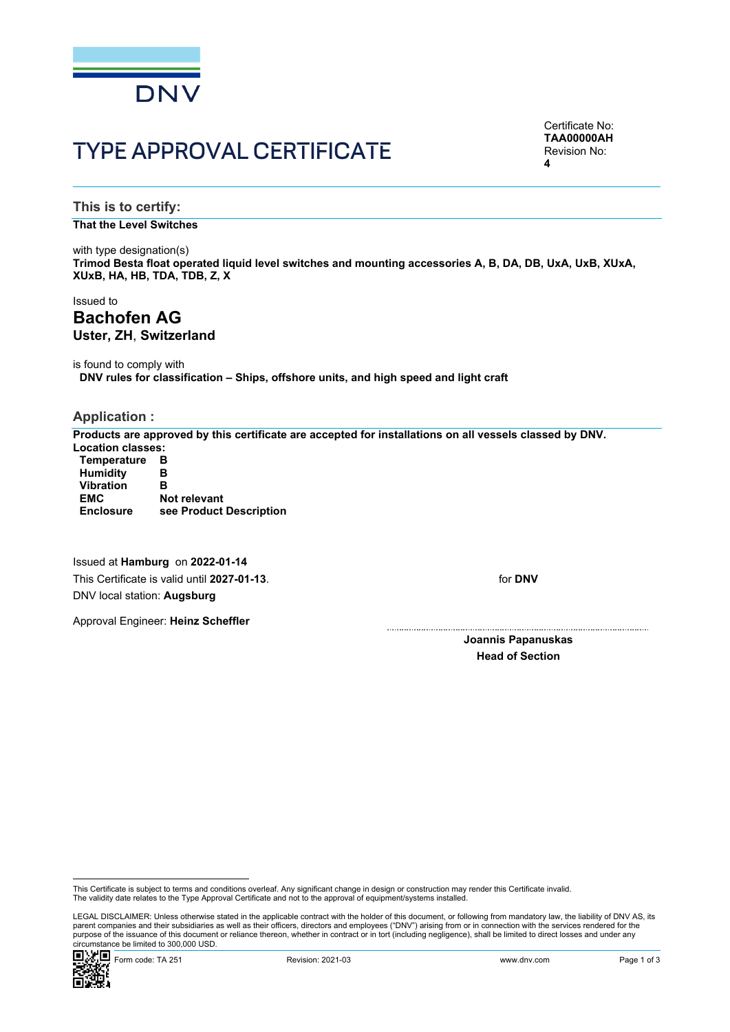DNV

# TYPE APPROVAL CERTIFICATE

Certificate No:
**TAA00000AH**
Revision No:
**4**

## This is to certify:

**That the Level Switches**

with type designation(s)
**Trimod Besta float operated liquid level switches and mounting accessories A, B, DA, DB, UxA, UxB, XUxA, XUxB, HA, HB, TDA, TDB, Z, X**

Issued to
## Bachofen AG
**Uster, ZH, Switzerland**

is found to comply with
**DNV rules for classification – Ships, offshore units, and high speed and light craft**

## Application :

**Products are approved by this certificate are accepted for installations on all vessels classed by DNV.**
**Location classes:**

| | |
|---|---|
| **Temperature** | **B** |
| **Humidity** | **B** |
| **Vibration** | **B** |
| **EMC** | **Not relevant** |
| **Enclosure** | **see Product Description** |

Issued at **Hamburg** on **2022-01-14**
This Certificate is valid until **2027-01-13**.
DNV local station: **Augsburg**

Approval Engineer: **Heinz Scheffler**

for **DNV**

**Joannis Papanuskas**
**Head of Section**

This Certificate is subject to terms and conditions overleaf. Any significant change in design or construction may render this Certificate invalid.
The validity date relates to the Type Approval Certificate and not to the approval of equipment/systems installed.

LEGAL DISCLAIMER: Unless otherwise stated in the applicable contract with the holder of this document, or following from mandatory law, the liability of DNV AS, its parent companies and their subsidiaries as well as their officers, directors and employees ("DNV") arising from or in connection with the services rendered for the purpose of the issuance of this document or reliance thereon, whether in contract or in tort (including negligence), shall be limited to direct losses and under any circumstance be limited to 300,000 USD.

Form code: TA 251 Revision: 2021-03 www.dnv.com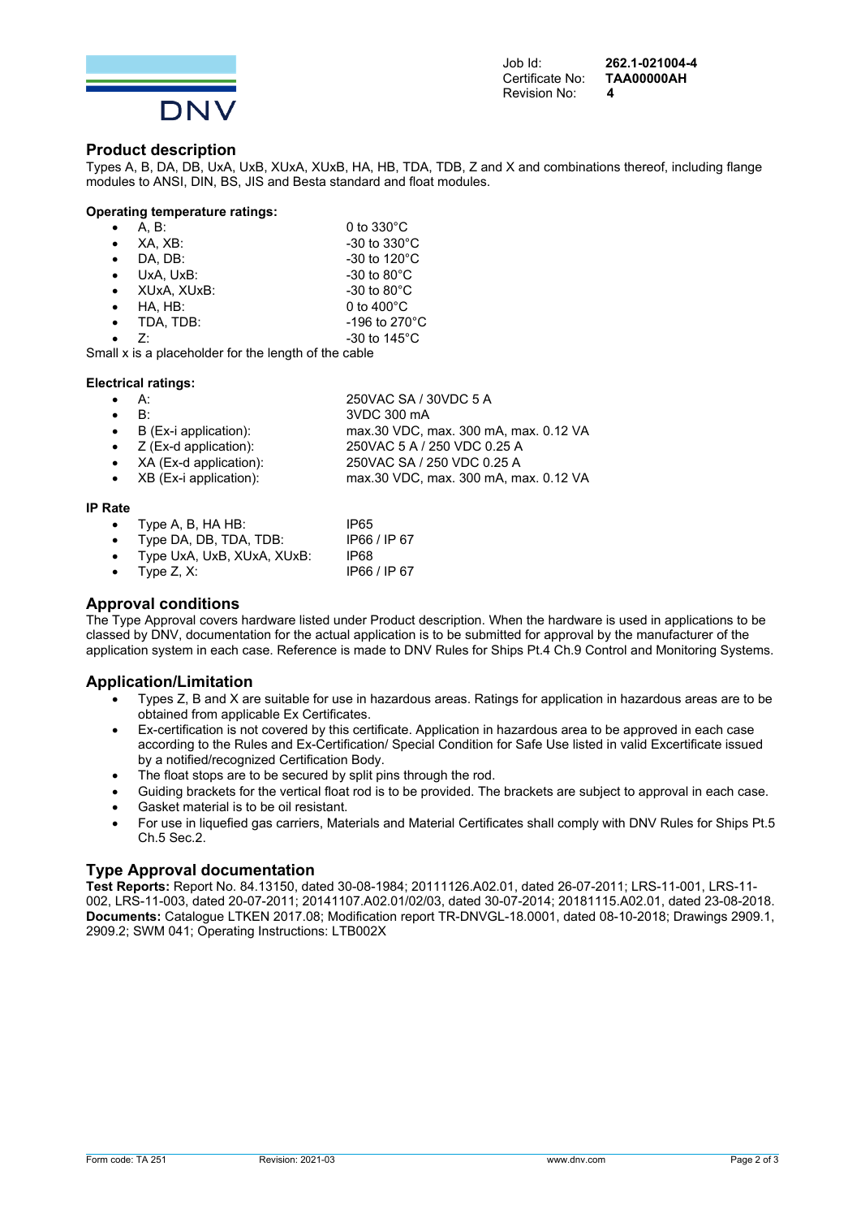Job Id: **262.1-021004-4**
Certificate No: **TAA00000AH**
Revision No: **4**

## Product description

Types A, B, DA, DB, UxA, UxB, XUxA, XUxB, HA, HB, TDA, TDB, Z and X and combinations thereof, including flange modules to ANSI, DIN, BS, JIS and Besta standard and float modules.

**Operating temperature ratings:**

- A, B: 0 to 330°C
- XA, XB: -30 to 330°C
- DA, DB: -30 to 120°C
- UxA, UxB: -30 to 80°C
- XUxA, XUxB: -30 to 80°C
- HA, HB: 0 to 400°C
- TDA, TDB: -196 to 270°C
- Z: -30 to 145°C

Small x is a placeholder for the length of the cable

**Electrical ratings:**

- A: 250VAC SA / 30VDC 5 A
- B: 3VDC 300 mA
- B (Ex-i application): max.30 VDC, max. 300 mA, max. 0.12 VA
- Z (Ex-d application): 250VAC 5 A / 250 VDC 0.25 A
- XA (Ex-d application): 250VAC SA / 250 VDC 0.25 A
- XB (Ex-i application): max.30 VDC, max. 300 mA, max. 0.12 VA

**IP Rate**

- Type A, B, HA HB: IP65
- Type DA, DB, TDA, TDB: IP66 / IP 67
- Type UxA, UxB, XUxA, XUxB: IP68
- Type Z, X: IP66 / IP 67

## Approval conditions

The Type Approval covers hardware listed under Product description. When the hardware is used in applications to be classed by DNV, documentation for the actual application is to be submitted for approval by the manufacturer of the application system in each case. Reference is made to DNV Rules for Ships Pt.4 Ch.9 Control and Monitoring Systems.

## Application/Limitation

- Types Z, B and X are suitable for use in hazardous areas. Ratings for application in hazardous areas are to be obtained from applicable Ex Certificates.
- Ex-certification is not covered by this certificate. Application in hazardous area to be approved in each case according to the Rules and Ex-Certification/ Special Condition for Safe Use listed in valid Excertificate issued by a notified/recognized Certification Body.
- The float stops are to be secured by split pins through the rod.
- Guiding brackets for the vertical float rod is to be provided. The brackets are subject to approval in each case.
- Gasket material is to be oil resistant.
- For use in liquefied gas carriers, Materials and Material Certificates shall comply with DNV Rules for Ships Pt.5 Ch.5 Sec.2.

## Type Approval documentation

**Test Reports:** Report No. 84.13150, dated 30-08-1984; 20111126.A02.01, dated 26-07-2011; LRS-11-001, LRS-11-002, LRS-11-003, dated 20-07-2011; 20141107.A02.01/02/03, dated 30-07-2014; 20181115.A02.01, dated 23-08-2018.
**Documents:** Catalogue LTKEN 2017.08; Modification report TR-DNVGL-18.0001, dated 08-10-2018; Drawings 2909.1, 2909.2; SWM 041; Operating Instructions: LTB002X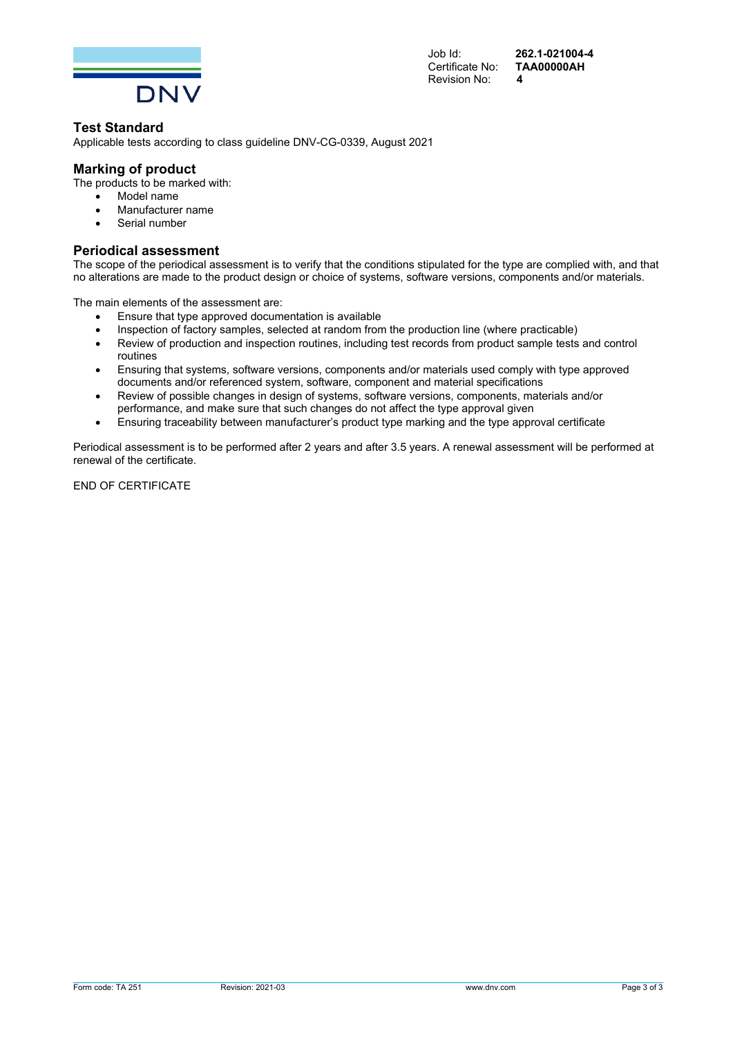Job Id: **262.1-021004-4**
Certificate No: **TAA00000AH**
Revision No: **4**

## Test Standard

Applicable tests according to class guideline DNV-CG-0339, August 2021

## Marking of product

The products to be marked with:

- Model name
- Manufacturer name
- Serial number

## Periodical assessment

The scope of the periodical assessment is to verify that the conditions stipulated for the type are complied with, and that no alterations are made to the product design or choice of systems, software versions, components and/or materials.

The main elements of the assessment are:

- Ensure that type approved documentation is available
- Inspection of factory samples, selected at random from the production line (where practicable)
- Review of production and inspection routines, including test records from product sample tests and control routines
- Ensuring that systems, software versions, components and/or materials used comply with type approved documents and/or referenced system, software, component and material specifications
- Review of possible changes in design of systems, software versions, components, materials and/or performance, and make sure that such changes do not affect the type approval given
- Ensuring traceability between manufacturer's product type marking and the type approval certificate

Periodical assessment is to be performed after 2 years and after 3.5 years. A renewal assessment will be performed at renewal of the certificate.

END OF CERTIFICATE